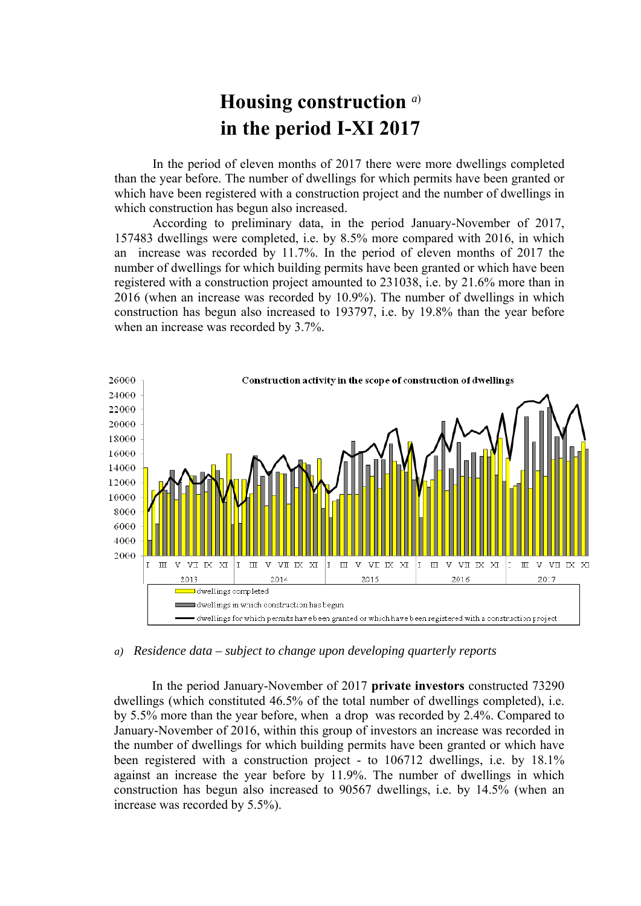# Housing construction [a] in the period I-XI 2017

In the period of eleven months of 2017 there were more dwellings completed than the year before. The number of dwellings for which permits have been granted or which have been registered with a construction project and the number of dwellings in which construction has begun also increased.

According to preliminary data, in the period January-November of 2017, 157483 dwellings were completed, i.e. by 8.5% more compared with 2016, in which an increase was recorded by 11.7%. In the period of eleven months of 2017 the number of dwellings for which building permits have been granted or which have been registered with a construction project amounted to 231038, i.e. by 21.6% more than in 2016 (when an increase was recorded by 10.9%). The number of dwellings in which construction has begun also increased to 193797, i.e. by 19.8% than the year before when an increase was recorded by 3.7%.

Construction activity in the scope of construction of dwellings

- dwellings completed
- dwellings in which construction has begun
- dwellings for which permits have been granted or which have been registered with a construction project

*a) Residence data – subject to change upon developing quarterly reports*

In the period January-November of 2017 **private investors** constructed 73290 dwellings (which constituted 46.5% of the total number of dwellings completed), i.e. by 5.5% more than the year before, when a drop was recorded by 2.4%. Compared to January-November of 2016, within this group of investors an increase was recorded in the number of dwellings for which building permits have been granted or which have been registered with a construction project - to 106712 dwellings, i.e. by 18.1% against an increase the year before by 11.9%. The number of dwellings in which construction has begun also increased to 90567 dwellings, i.e. by 14.5% (when an increase was recorded by 5.5%).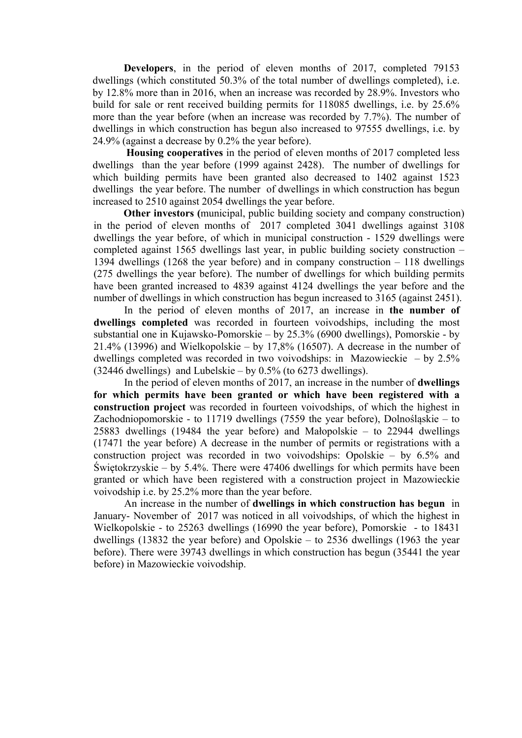**Developers**, in the period of eleven months of 2017, completed 79153 dwellings (which constituted 50.3% of the total number of dwellings completed), i.e. by 12.8% more than in 2016, when an increase was recorded by 28.9%. Investors who build for sale or rent received building permits for 118085 dwellings, i.e. by 25.6% more than the year before (when an increase was recorded by 7.7%). The number of dwellings in which construction has begun also increased to 97555 dwellings, i.e. by 24.9% (against a decrease by 0.2% the year before).

**Housing cooperatives** in the period of eleven months of 2017 completed less dwellings than the year before (1999 against 2428). The number of dwellings for which building permits have been granted also decreased to 1402 against 1523 dwellings the year before. The number of dwellings in which construction has begun increased to 2510 against 2054 dwellings the year before.

**Other investors (**municipal, public building society and company construction) in the period of eleven months of 2017 completed 3041 dwellings against 3108 dwellings the year before, of which in municipal construction - 1529 dwellings were completed against 1565 dwellings last year, in public building society construction – 1394 dwellings (1268 the year before) and in company construction – 118 dwellings (275 dwellings the year before). The number of dwellings for which building permits have been granted increased to 4839 against 4124 dwellings the year before and the number of dwellings in which construction has begun increased to 3165 (against 2451).

In the period of eleven months of 2017, an increase in **the number of dwellings completed** was recorded in fourteen voivodships, including the most substantial one in Kujawsko-Pomorskie – by 25.3% (6900 dwellings), Pomorskie - by 21.4% (13996) and Wielkopolskie – by 17,8% (16507). A decrease in the number of dwellings completed was recorded in two voivodships: in Mazowieckie – by 2.5% (32446 dwellings) and Lubelskie – by 0.5% (to 6273 dwellings).

In the period of eleven months of 2017, an increase in the number of **dwellings for which permits have been granted or which have been registered with a construction project** was recorded in fourteen voivodships, of which the highest in Zachodniopomorskie - to 11719 dwellings (7559 the year before), Dolnośląskie – to 25883 dwellings (19484 the year before) and Małopolskie – to 22944 dwellings (17471 the year before) A decrease in the number of permits or registrations with a construction project was recorded in two voivodships: Opolskie – by 6.5% and Świętokrzyskie – by 5.4%. There were 47406 dwellings for which permits have been granted or which have been registered with a construction project in Mazowieckie voivodship i.e. by 25.2% more than the year before.

An increase in the number of **dwellings in which construction has begun** in January- November of 2017 was noticed in all voivodships, of which the highest in Wielkopolskie - to 25263 dwellings (16990 the year before), Pomorskie - to 18431 dwellings (13832 the year before) and Opolskie – to 2536 dwellings (1963 the year before). There were 39743 dwellings in which construction has begun (35441 the year before) in Mazowieckie voivodship.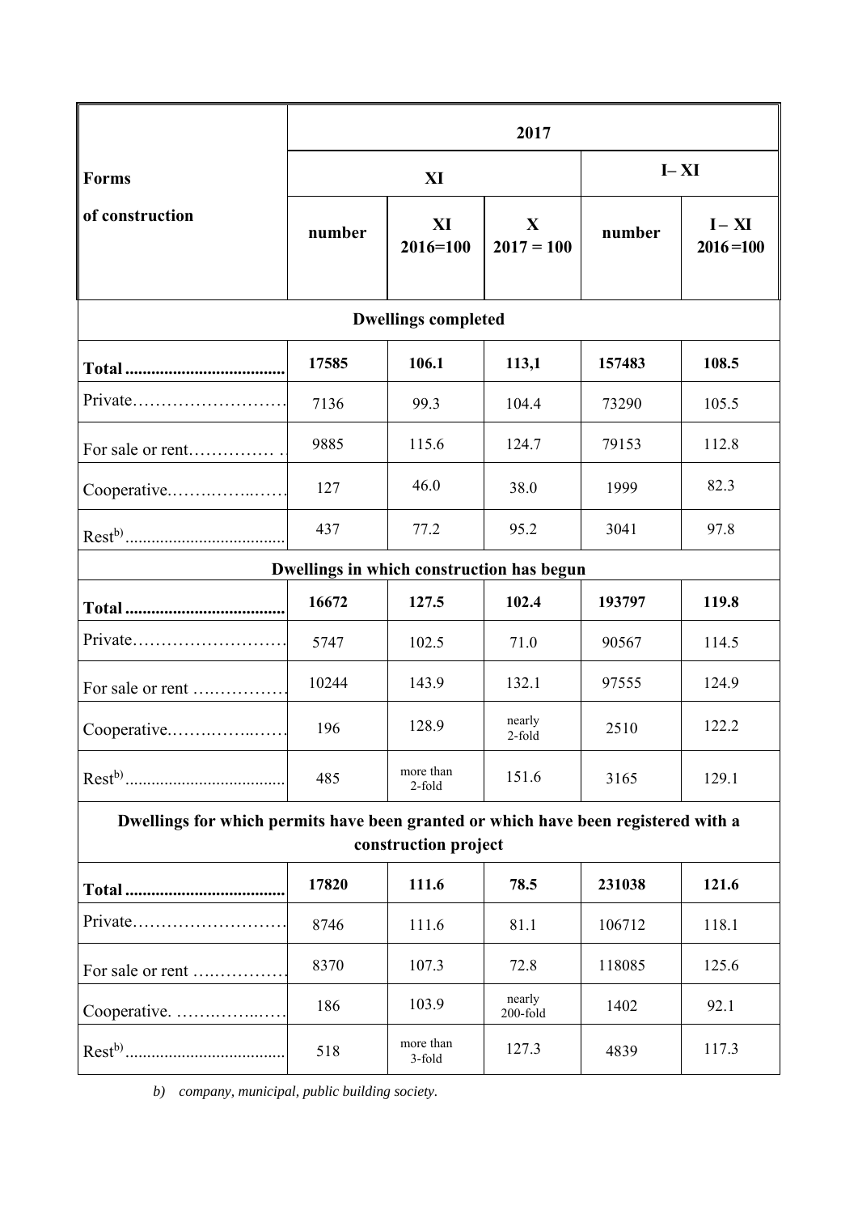| Forms of construction | 2017 | | | | |
|---|---|---|---|---|---|
| | XI | | | I– XI | |
| | number | XI 2016=100 | X 2017 = 100 | number | I – XI 2016 =100 |
| **Dwellings completed** | | | | | |
| **Total** | **17585** | **106.1** | **113,1** | **157483** | **108.5** |
| Private | 7136 | 99.3 | 104.4 | 73290 | 105.5 |
| For sale or rent | 9885 | 115.6 | 124.7 | 79153 | 112.8 |
| Cooperative | 127 | 46.0 | 38.0 | 1999 | 82.3 |
| Rest[b)] | 437 | 77.2 | 95.2 | 3041 | 97.8 |
| **Dwellings in which construction has begun** | | | | | |
| **Total** | **16672** | **127.5** | **102.4** | **193797** | **119.8** |
| Private | 5747 | 102.5 | 71.0 | 90567 | 114.5 |
| For sale or rent | 10244 | 143.9 | 132.1 | 97555 | 124.9 |
| Cooperative | 196 | 128.9 | nearly 2-fold | 2510 | 122.2 |
| Rest[b)] | 485 | more than 2-fold | 151.6 | 3165 | 129.1 |
| **Dwellings for which permits have been granted or which have been registered with a construction project** | | | | | |
| **Total** | **17820** | **111.6** | **78.5** | **231038** | **121.6** |
| Private | 8746 | 111.6 | 81.1 | 106712 | 118.1 |
| For sale or rent | 8370 | 107.3 | 72.8 | 118085 | 125.6 |
| Cooperative. | 186 | 103.9 | nearly 200-fold | 1402 | 92.1 |
| Rest[b)] | 518 | more than 3-fold | 127.3 | 4839 | 117.3 |

*b) company, municipal, public building society.*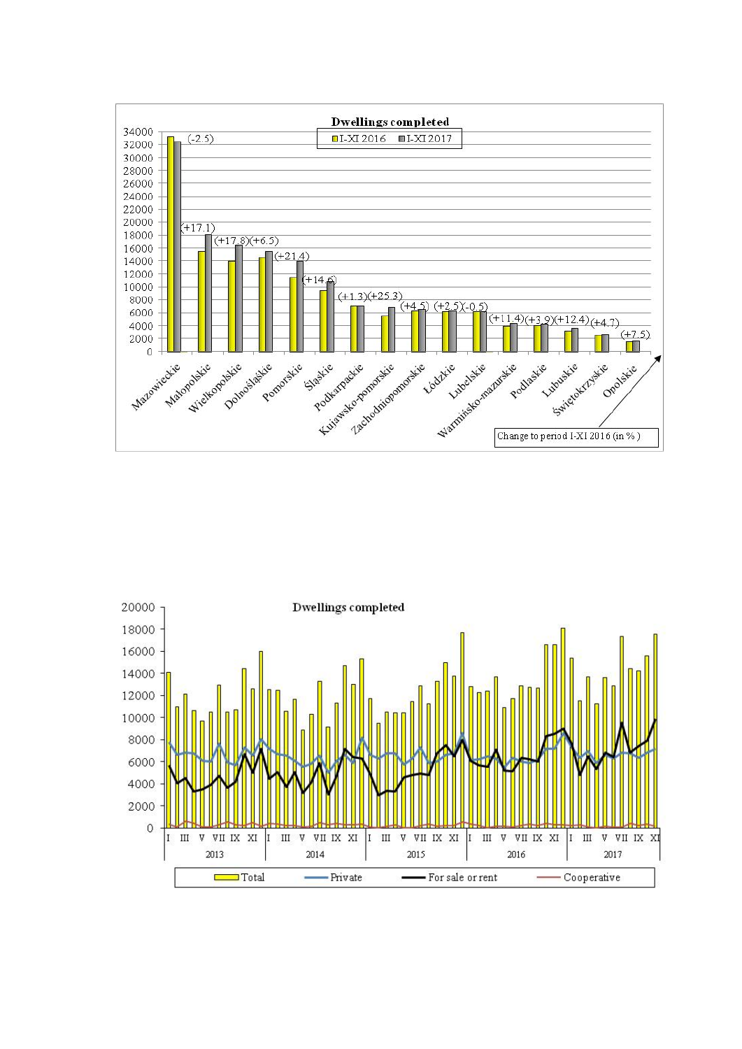**Dwellings completed**

I-XI 2016 | I-XI 2017

| Voivodship | Change to period I-XI 2016 (in %) |
| --- | --- |
| Mazowieckie | (-2.5) |
| Małopolskie | (+17.1) |
| Wielkopolskie | (+17.8) |
| Dolnośląskie | (+6.5) |
| Pomorskie | (+21.4) |
| Śląskie | (+14.6) |
| Podkarpackie | (+1.3) |
| Kujawsko-pomorskie | (+25.3) |
| Zachodniopomorskie | (+4.5) |
| Łódzkie | (+2.5) |
| Lubelskie | (-0.5) |
| Warmińsko-mazurskie | (+11.4) |
| Podlaskie | (+3.9) |
| Lubuskie | (+12.4) |
| Świętokrzyskie | (+4.7) |
| Opolskie | (+7.5) |

**Dwellings completed**

Years: 2013, 2014, 2015, 2016, 2017 (months I, III, V, VII, IX, XI)

Legend: Total | Private | For sale or rent | Cooperative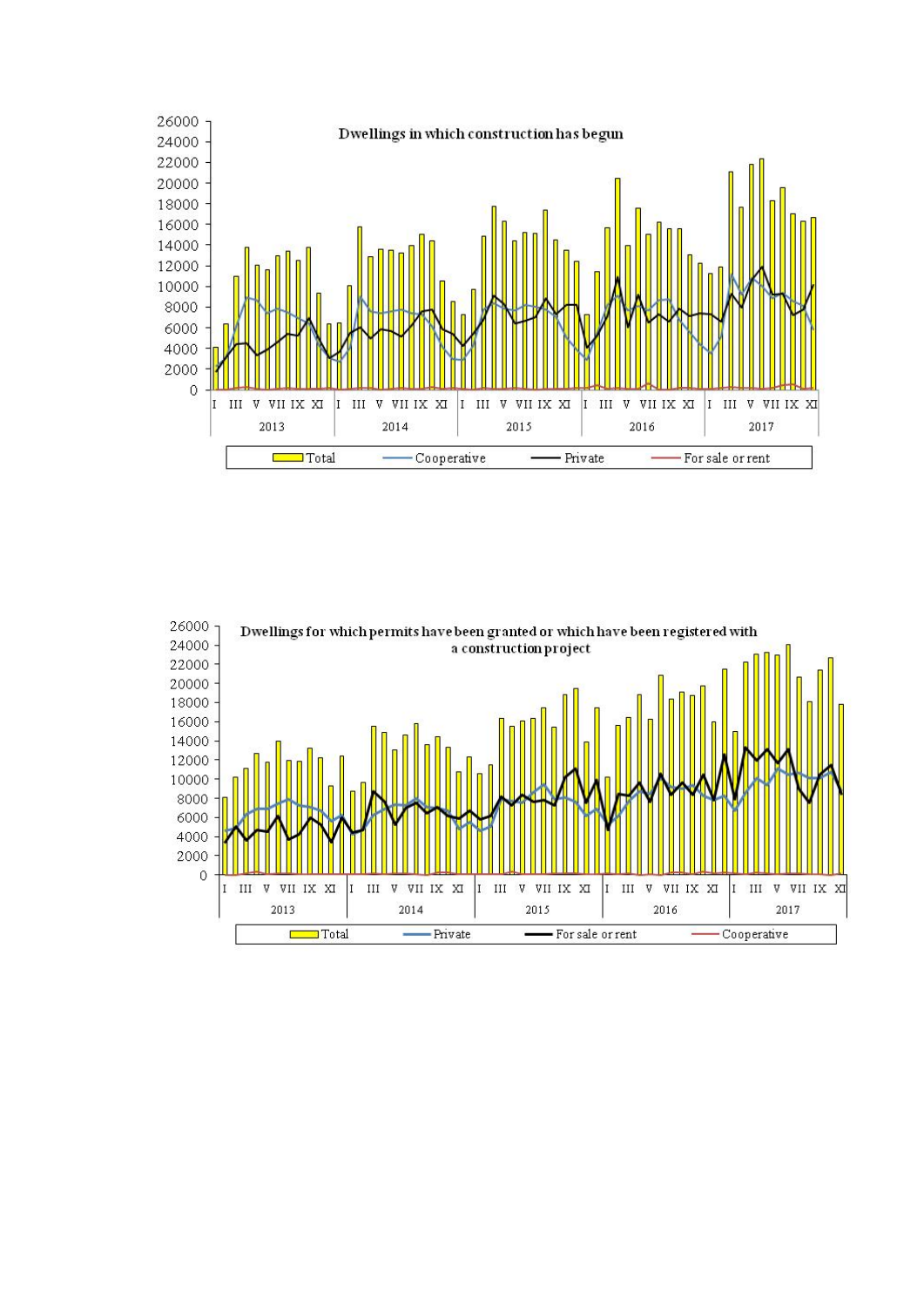Dwellings in which construction has begun

26000
24000
22000
20000
18000
16000
14000
12000
10000
8000
6000
4000
2000
0

I III V VII IX XI I III V VII IX XI I III V VII IX XI I III V VII IX XI I III V VII IX XI

2013 2014 2015 2016 2017

Total Cooperative Private For sale or rent

Dwellings for which permits have been granted or which have been registered with a construction project

26000
24000
22000
20000
18000
16000
14000
12000
10000
8000
6000
4000
2000
0

I III V VII IX XI I III V VII IX XI I III V VII IX XI I III V VII IX XI I III V VII IX XI

2013 2014 2015 2016 2017

Total Private For sale or rent Cooperative